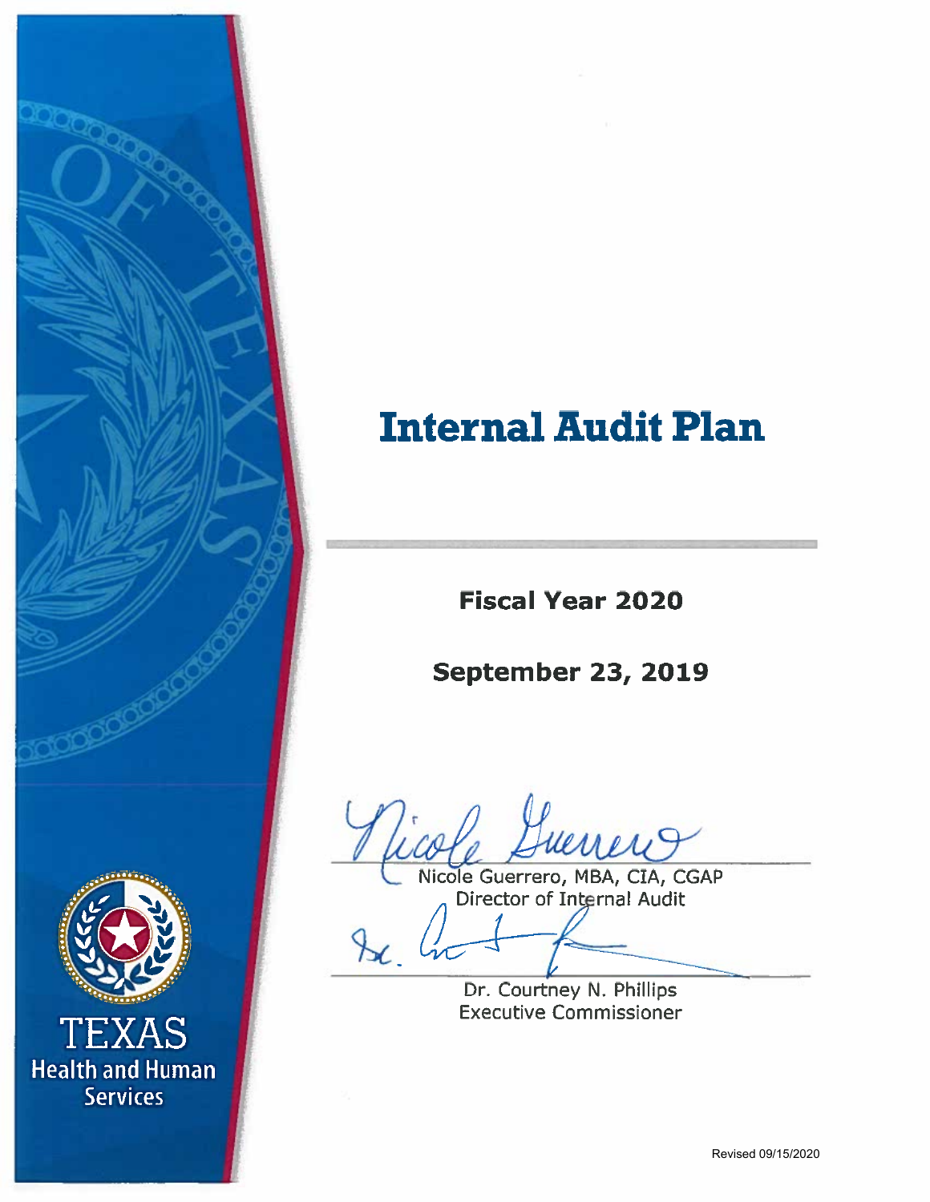# Internal Audit Plan

**Fiscal Year 2020**

**September 23, 2019**

Nicole Guerrero, MBA, CIA, CGAP
Director of Internal Audit

Dr. Courtney N. Phillips
Executive Commissioner

TEXAS
Health and Human Services

Revised 09/15/2020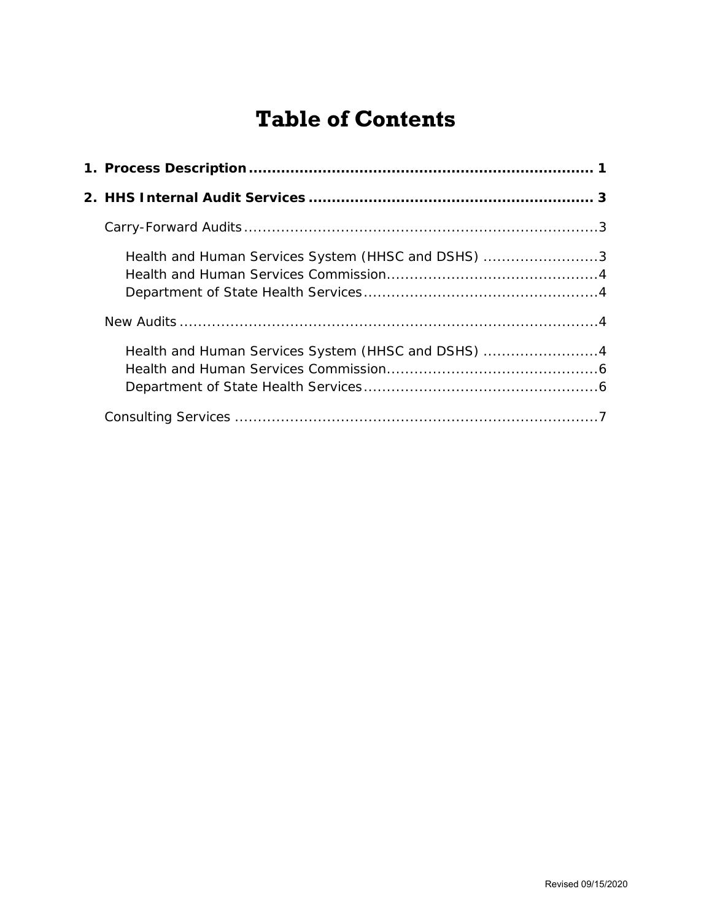# Table of Contents

**1. Process Description .......................................................................... 1**

**2. HHS Internal Audit Services ............................................................. 3**

- Carry-Forward Audits .............................................................................3
  - Health and Human Services System (HHSC and DSHS) .........................3
  - Health and Human Services Commission..............................................4
  - Department of State Health Services...................................................4
- New Audits ...........................................................................................4
  - Health and Human Services System (HHSC and DSHS) .........................4
  - Health and Human Services Commission..............................................6
  - Department of State Health Services...................................................6
- Consulting Services ...............................................................................7

Revised 09/15/2020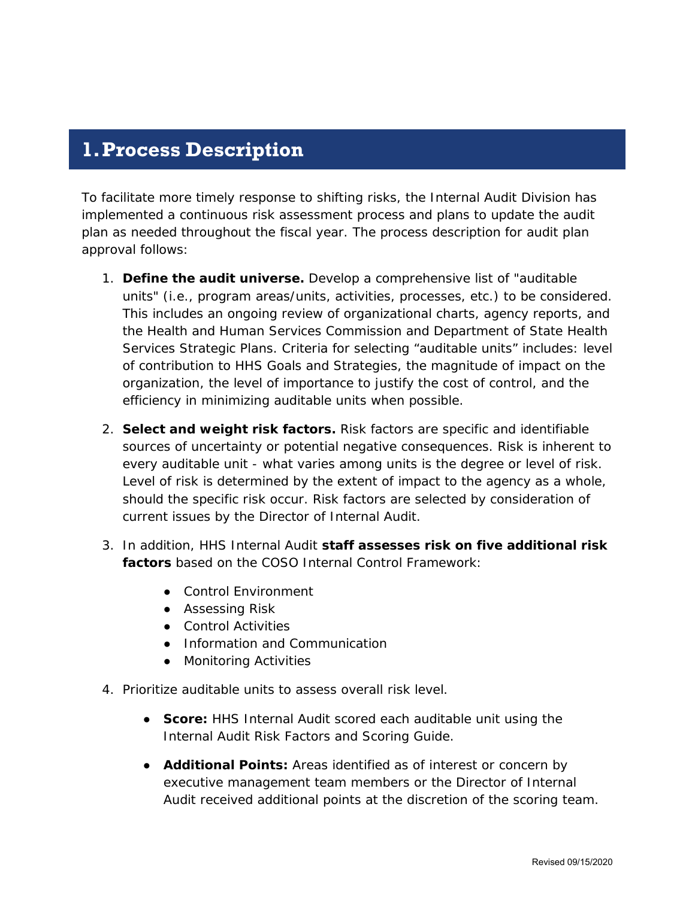# 1. Process Description

To facilitate more timely response to shifting risks, the Internal Audit Division has implemented a continuous risk assessment process and plans to update the audit plan as needed throughout the fiscal year. The process description for audit plan approval follows:

1. **Define the audit universe.** Develop a comprehensive list of "auditable units" (i.e., program areas/units, activities, processes, etc.) to be considered. This includes an ongoing review of organizational charts, agency reports, and the Health and Human Services Commission and Department of State Health Services Strategic Plans. Criteria for selecting “auditable units” includes: level of contribution to HHS Goals and Strategies, the magnitude of impact on the organization, the level of importance to justify the cost of control, and the efficiency in minimizing auditable units when possible.

2. **Select and weight risk factors.** Risk factors are specific and identifiable sources of uncertainty or potential negative consequences. Risk is inherent to every auditable unit - what varies among units is the degree or level of risk. Level of risk is determined by the extent of impact to the agency as a whole, should the specific risk occur. Risk factors are selected by consideration of current issues by the Director of Internal Audit.

3. In addition, HHS Internal Audit **staff assesses risk on five additional risk factors** based on the COSO Internal Control Framework:
   - Control Environment
   - Assessing Risk
   - Control Activities
   - Information and Communication
   - Monitoring Activities

4. Prioritize auditable units to assess overall risk level.
   - **Score:** HHS Internal Audit scored each auditable unit using the Internal Audit Risk Factors and Scoring Guide.
   - **Additional Points:** Areas identified as of interest or concern by executive management team members or the Director of Internal Audit received additional points at the discretion of the scoring team.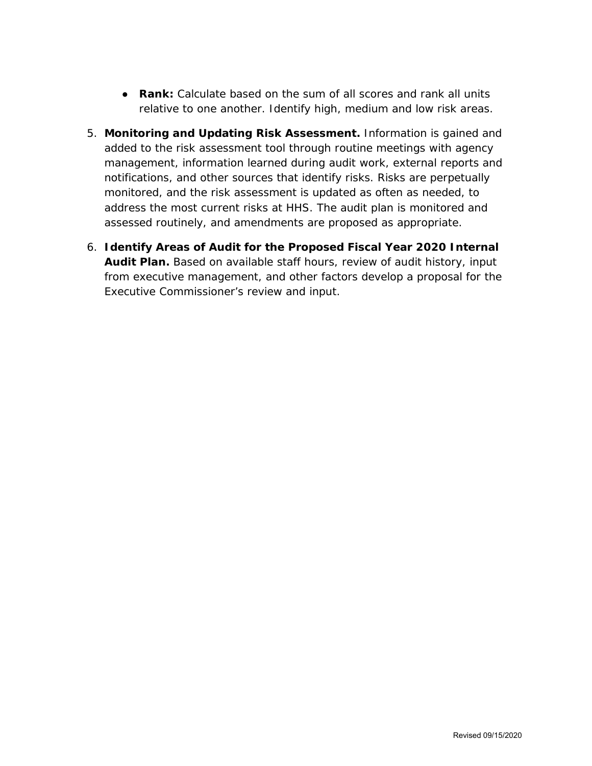- **Rank:** Calculate based on the sum of all scores and rank all units relative to one another. Identify high, medium and low risk areas.

5. **Monitoring and Updating Risk Assessment.** Information is gained and added to the risk assessment tool through routine meetings with agency management, information learned during audit work, external reports and notifications, and other sources that identify risks. Risks are perpetually monitored, and the risk assessment is updated as often as needed, to address the most current risks at HHS. The audit plan is monitored and assessed routinely, and amendments are proposed as appropriate.

6. **Identify Areas of Audit for the Proposed Fiscal Year 2020 Internal Audit Plan.** Based on available staff hours, review of audit history, input from executive management, and other factors develop a proposal for the Executive Commissioner's review and input.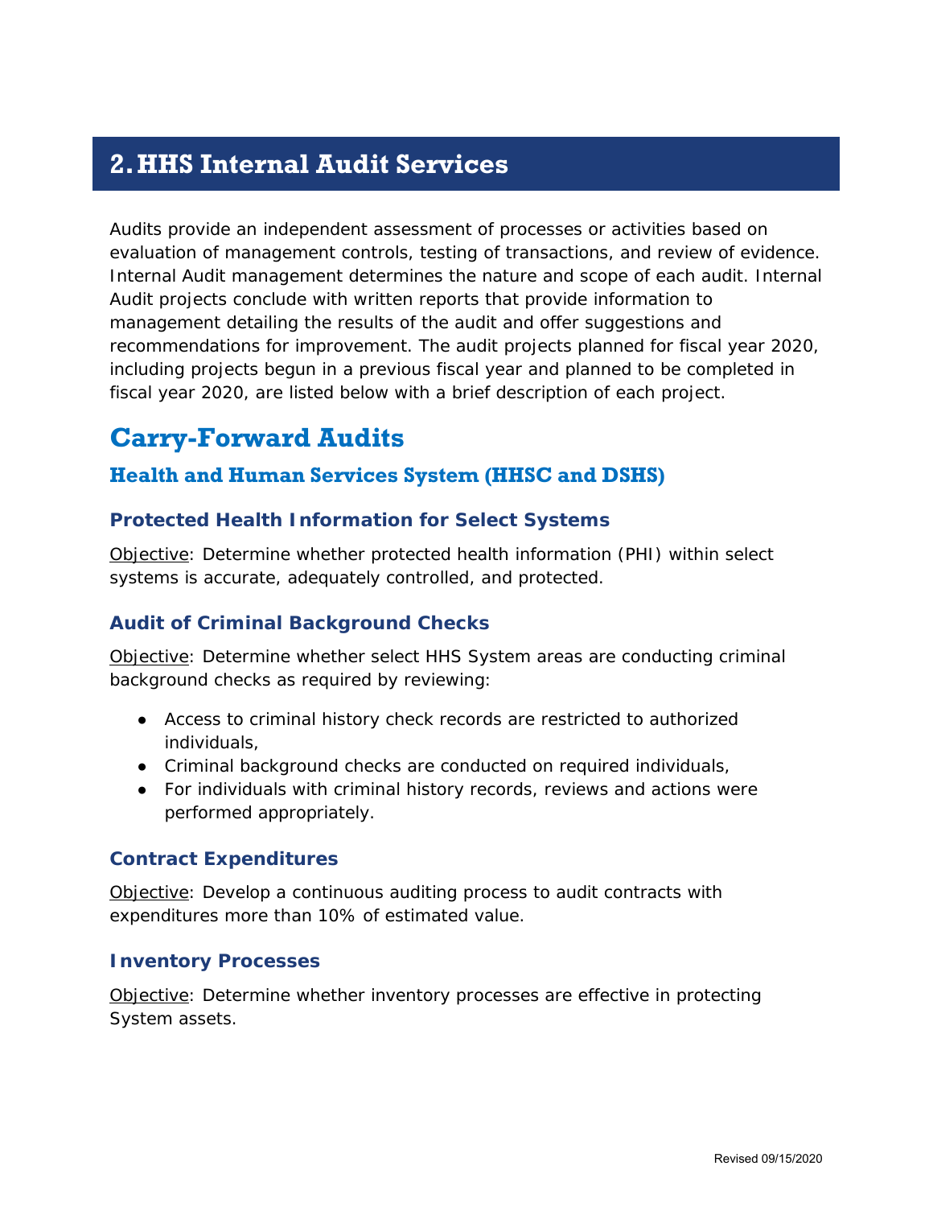# 2. HHS Internal Audit Services

Audits provide an independent assessment of processes or activities based on evaluation of management controls, testing of transactions, and review of evidence. Internal Audit management determines the nature and scope of each audit. Internal Audit projects conclude with written reports that provide information to management detailing the results of the audit and offer suggestions and recommendations for improvement. The audit projects planned for fiscal year 2020, including projects begun in a previous fiscal year and planned to be completed in fiscal year 2020, are listed below with a brief description of each project.

## Carry-Forward Audits

### Health and Human Services System (HHSC and DSHS)

#### Protected Health Information for Select Systems

Objective: Determine whether protected health information (PHI) within select systems is accurate, adequately controlled, and protected.

#### Audit of Criminal Background Checks

Objective: Determine whether select HHS System areas are conducting criminal background checks as required by reviewing:

- Access to criminal history check records are restricted to authorized individuals,
- Criminal background checks are conducted on required individuals,
- For individuals with criminal history records, reviews and actions were performed appropriately.

#### Contract Expenditures

Objective: Develop a continuous auditing process to audit contracts with expenditures more than 10% of estimated value.

#### Inventory Processes

Objective: Determine whether inventory processes are effective in protecting System assets.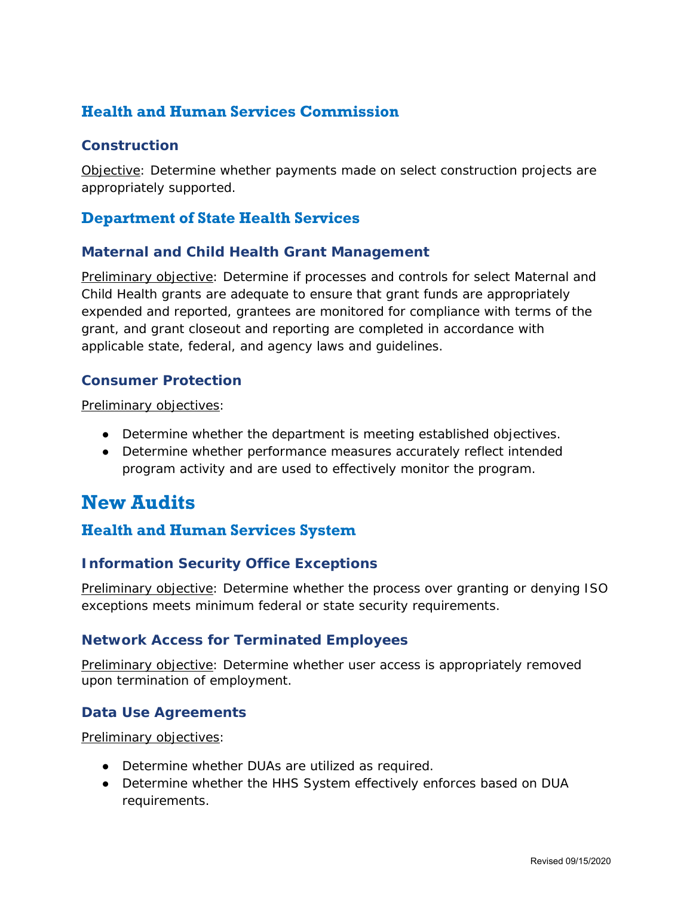## Health and Human Services Commission

### Construction

Objective: Determine whether payments made on select construction projects are appropriately supported.

## Department of State Health Services

### Maternal and Child Health Grant Management

Preliminary objective: Determine if processes and controls for select Maternal and Child Health grants are adequate to ensure that grant funds are appropriately expended and reported, grantees are monitored for compliance with terms of the grant, and grant closeout and reporting are completed in accordance with applicable state, federal, and agency laws and guidelines.

### Consumer Protection

Preliminary objectives:

- Determine whether the department is meeting established objectives.
- Determine whether performance measures accurately reflect intended program activity and are used to effectively monitor the program.

# New Audits

## Health and Human Services System

### Information Security Office Exceptions

Preliminary objective: Determine whether the process over granting or denying ISO exceptions meets minimum federal or state security requirements.

### Network Access for Terminated Employees

Preliminary objective: Determine whether user access is appropriately removed upon termination of employment.

### Data Use Agreements

Preliminary objectives:

- Determine whether DUAs are utilized as required.
- Determine whether the HHS System effectively enforces based on DUA requirements.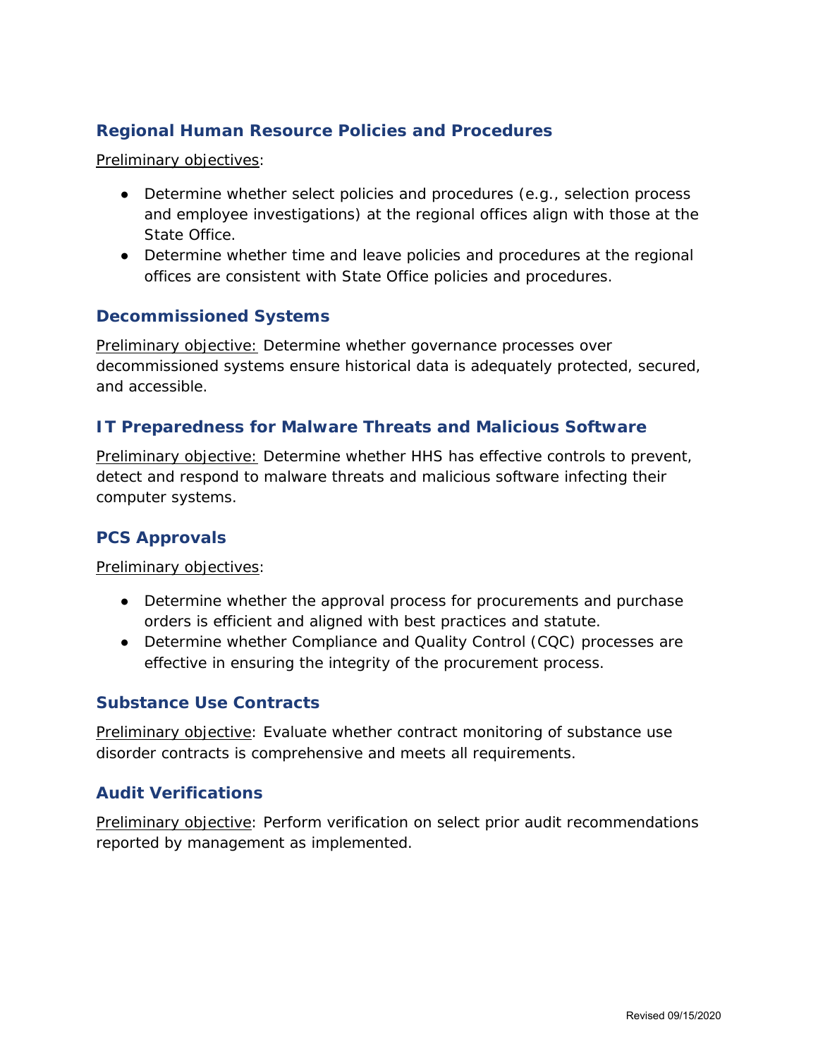### Regional Human Resource Policies and Procedures

Preliminary objectives:

- Determine whether select policies and procedures (e.g., selection process and employee investigations) at the regional offices align with those at the State Office.
- Determine whether time and leave policies and procedures at the regional offices are consistent with State Office policies and procedures.

### Decommissioned Systems

Preliminary objective: Determine whether governance processes over decommissioned systems ensure historical data is adequately protected, secured, and accessible.

### IT Preparedness for Malware Threats and Malicious Software

Preliminary objective: Determine whether HHS has effective controls to prevent, detect and respond to malware threats and malicious software infecting their computer systems.

### PCS Approvals

Preliminary objectives:

- Determine whether the approval process for procurements and purchase orders is efficient and aligned with best practices and statute.
- Determine whether Compliance and Quality Control (CQC) processes are effective in ensuring the integrity of the procurement process.

### Substance Use Contracts

Preliminary objective: Evaluate whether contract monitoring of substance use disorder contracts is comprehensive and meets all requirements.

### Audit Verifications

Preliminary objective: Perform verification on select prior audit recommendations reported by management as implemented.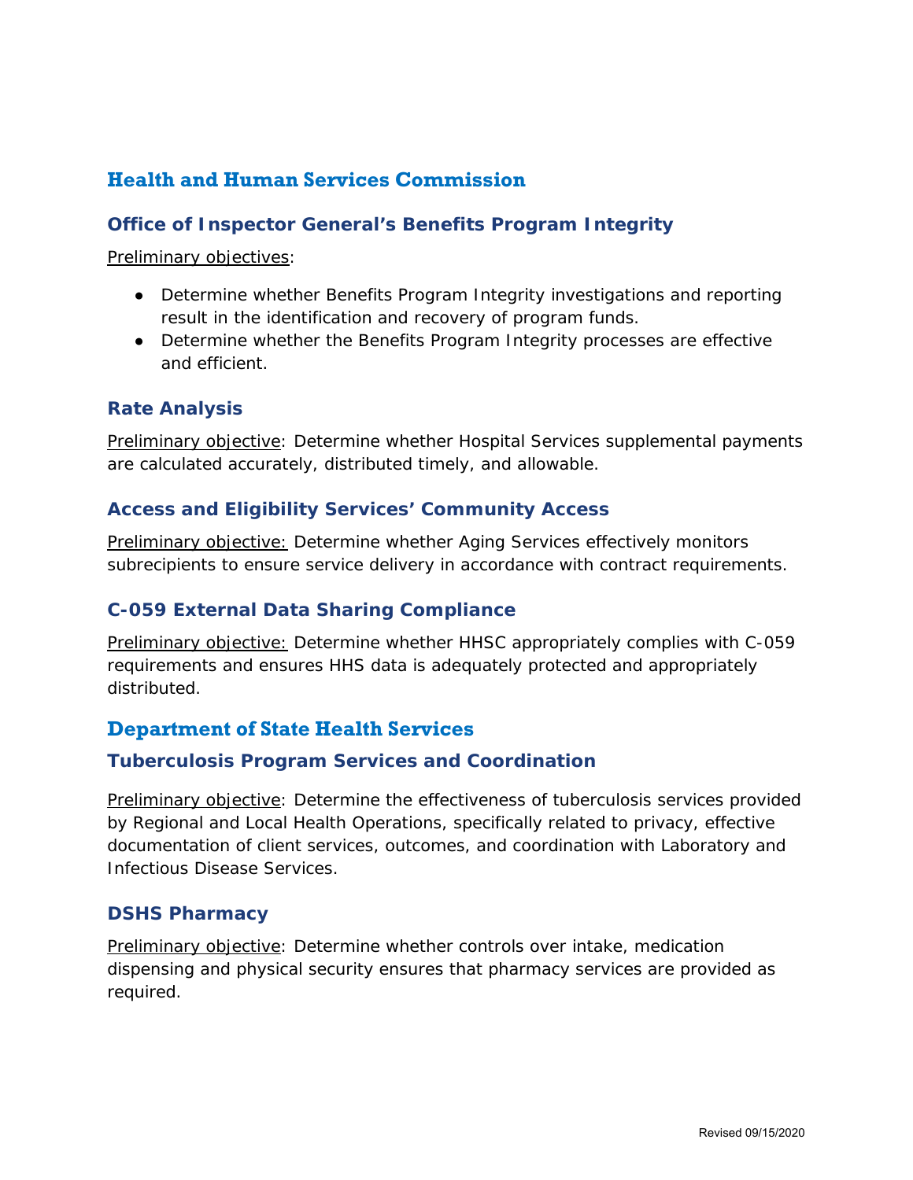## Health and Human Services Commission

### Office of Inspector General's Benefits Program Integrity

Preliminary objectives:

- Determine whether Benefits Program Integrity investigations and reporting result in the identification and recovery of program funds.
- Determine whether the Benefits Program Integrity processes are effective and efficient.

### Rate Analysis

Preliminary objective: Determine whether Hospital Services supplemental payments are calculated accurately, distributed timely, and allowable.

### Access and Eligibility Services' Community Access

Preliminary objective: Determine whether Aging Services effectively monitors subrecipients to ensure service delivery in accordance with contract requirements.

### C-059 External Data Sharing Compliance

Preliminary objective: Determine whether HHSC appropriately complies with C-059 requirements and ensures HHS data is adequately protected and appropriately distributed.

## Department of State Health Services

### Tuberculosis Program Services and Coordination

Preliminary objective: Determine the effectiveness of tuberculosis services provided by Regional and Local Health Operations, specifically related to privacy, effective documentation of client services, outcomes, and coordination with Laboratory and Infectious Disease Services.

### DSHS Pharmacy

Preliminary objective: Determine whether controls over intake, medication dispensing and physical security ensures that pharmacy services are provided as required.

Revised 09/15/2020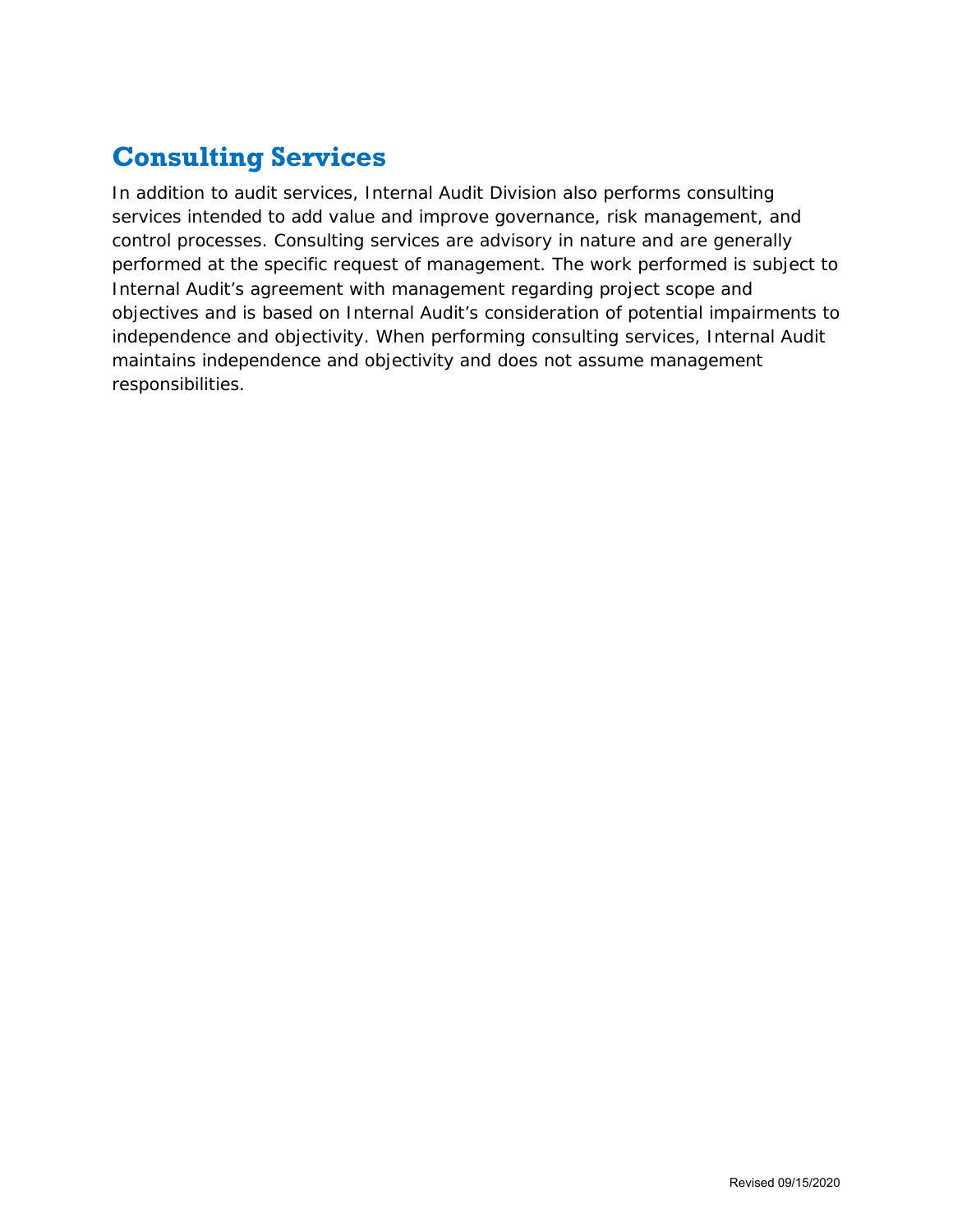## Consulting Services

In addition to audit services, Internal Audit Division also performs consulting services intended to add value and improve governance, risk management, and control processes. Consulting services are advisory in nature and are generally performed at the specific request of management. The work performed is subject to Internal Audit's agreement with management regarding project scope and objectives and is based on Internal Audit's consideration of potential impairments to independence and objectivity. When performing consulting services, Internal Audit maintains independence and objectivity and does not assume management responsibilities.

Revised 09/15/2020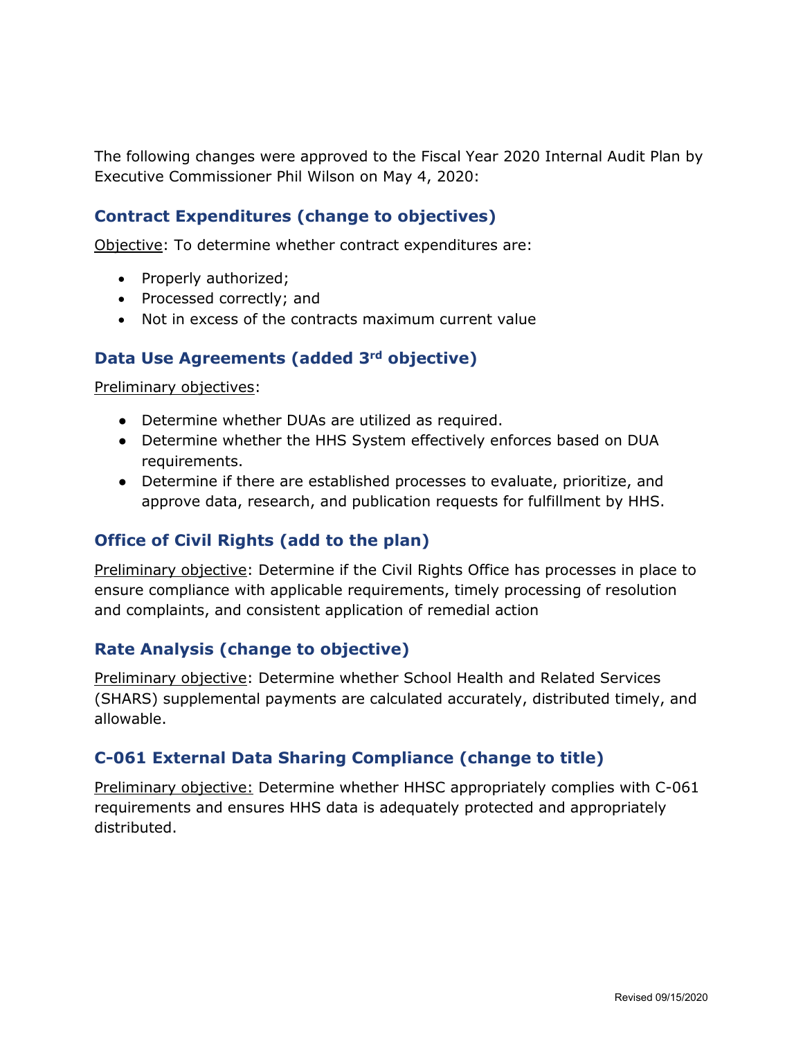The following changes were approved to the Fiscal Year 2020 Internal Audit Plan by Executive Commissioner Phil Wilson on May 4, 2020:

## Contract Expenditures (change to objectives)

Objective: To determine whether contract expenditures are:

- Properly authorized;
- Processed correctly; and
- Not in excess of the contracts maximum current value

## Data Use Agreements (added 3rd objective)

Preliminary objectives:

- Determine whether DUAs are utilized as required.
- Determine whether the HHS System effectively enforces based on DUA requirements.
- Determine if there are established processes to evaluate, prioritize, and approve data, research, and publication requests for fulfillment by HHS.

## Office of Civil Rights (add to the plan)

Preliminary objective: Determine if the Civil Rights Office has processes in place to ensure compliance with applicable requirements, timely processing of resolution and complaints, and consistent application of remedial action

## Rate Analysis (change to objective)

Preliminary objective: Determine whether School Health and Related Services (SHARS) supplemental payments are calculated accurately, distributed timely, and allowable.

## C-061 External Data Sharing Compliance (change to title)

Preliminary objective: Determine whether HHSC appropriately complies with C-061 requirements and ensures HHS data is adequately protected and appropriately distributed.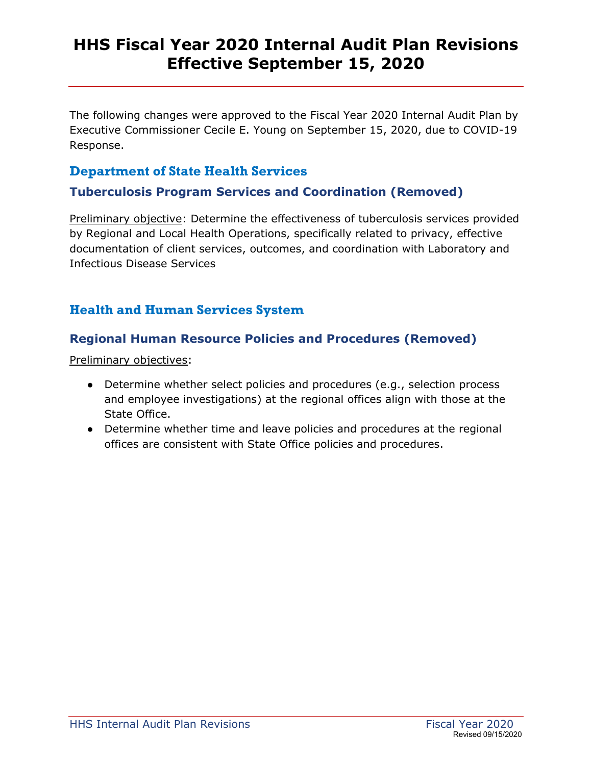# HHS Fiscal Year 2020 Internal Audit Plan Revisions Effective September 15, 2020

The following changes were approved to the Fiscal Year 2020 Internal Audit Plan by Executive Commissioner Cecile E. Young on September 15, 2020, due to COVID-19 Response.

## Department of State Health Services

### Tuberculosis Program Services and Coordination (Removed)

Preliminary objective: Determine the effectiveness of tuberculosis services provided by Regional and Local Health Operations, specifically related to privacy, effective documentation of client services, outcomes, and coordination with Laboratory and Infectious Disease Services

## Health and Human Services System

### Regional Human Resource Policies and Procedures (Removed)

Preliminary objectives:

- Determine whether select policies and procedures (e.g., selection process and employee investigations) at the regional offices align with those at the State Office.
- Determine whether time and leave policies and procedures at the regional offices are consistent with State Office policies and procedures.